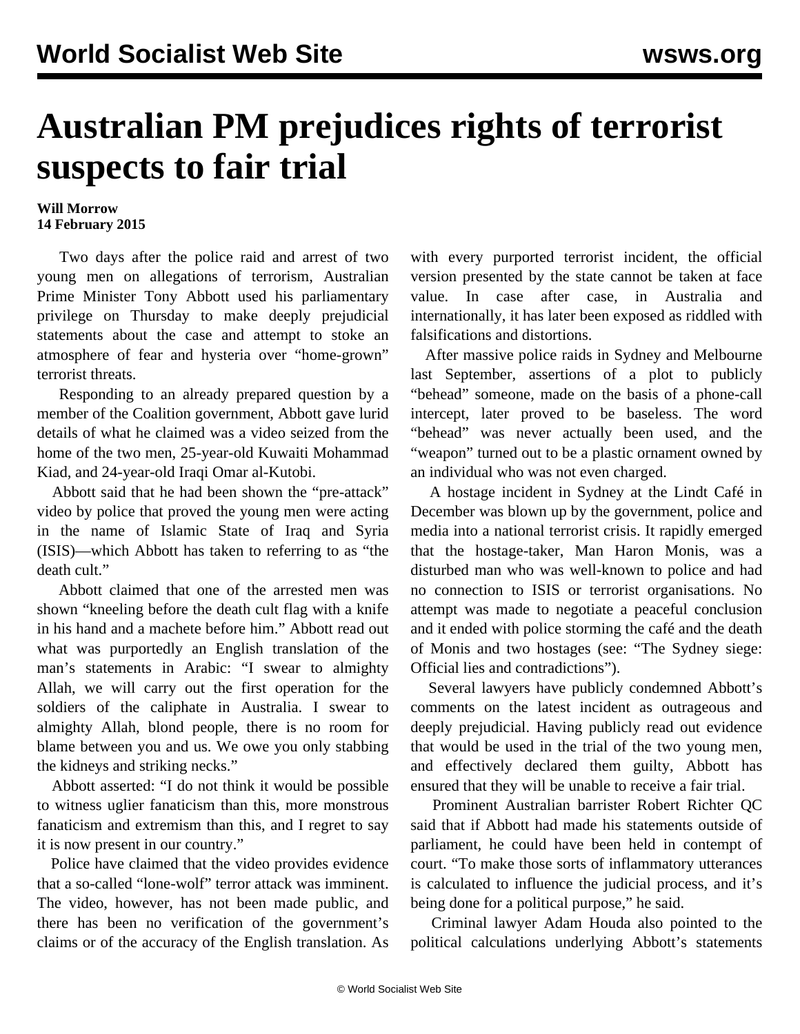# Australian PM prejudices rights of terrorist suspects to fair trial

**Will Morrow**
**14 February 2015**

Two days after the police raid and arrest of two young men on allegations of terrorism, Australian Prime Minister Tony Abbott used his parliamentary privilege on Thursday to make deeply prejudicial statements about the case and attempt to stoke an atmosphere of fear and hysteria over "home-grown" terrorist threats.

Responding to an already prepared question by a member of the Coalition government, Abbott gave lurid details of what he claimed was a video seized from the home of the two men, 25-year-old Kuwaiti Mohammad Kiad, and 24-year-old Iraqi Omar al-Kutobi.

Abbott said that he had been shown the "pre-attack" video by police that proved the young men were acting in the name of Islamic State of Iraq and Syria (ISIS)—which Abbott has taken to referring to as "the death cult."

Abbott claimed that one of the arrested men was shown "kneeling before the death cult flag with a knife in his hand and a machete before him." Abbott read out what was purportedly an English translation of the man's statements in Arabic: "I swear to almighty Allah, we will carry out the first operation for the soldiers of the caliphate in Australia. I swear to almighty Allah, blond people, there is no room for blame between you and us. We owe you only stabbing the kidneys and striking necks."

Abbott asserted: "I do not think it would be possible to witness uglier fanaticism than this, more monstrous fanaticism and extremism than this, and I regret to say it is now present in our country."

Police have claimed that the video provides evidence that a so-called "lone-wolf" terror attack was imminent. The video, however, has not been made public, and there has been no verification of the government's claims or of the accuracy of the English translation. As with every purported terrorist incident, the official version presented by the state cannot be taken at face value. In case after case, in Australia and internationally, it has later been exposed as riddled with falsifications and distortions.

After massive police raids in Sydney and Melbourne last September, assertions of a plot to publicly "behead" someone, made on the basis of a phone-call intercept, later proved to be baseless. The word "behead" was never actually been used, and the "weapon" turned out to be a plastic ornament owned by an individual who was not even charged.

A hostage incident in Sydney at the Lindt Café in December was blown up by the government, police and media into a national terrorist crisis. It rapidly emerged that the hostage-taker, Man Haron Monis, was a disturbed man who was well-known to police and had no connection to ISIS or terrorist organisations. No attempt was made to negotiate a peaceful conclusion and it ended with police storming the café and the death of Monis and two hostages (see: "The Sydney siege: Official lies and contradictions").

Several lawyers have publicly condemned Abbott's comments on the latest incident as outrageous and deeply prejudicial. Having publicly read out evidence that would be used in the trial of the two young men, and effectively declared them guilty, Abbott has ensured that they will be unable to receive a fair trial.

Prominent Australian barrister Robert Richter QC said that if Abbott had made his statements outside of parliament, he could have been held in contempt of court. "To make those sorts of inflammatory utterances is calculated to influence the judicial process, and it's being done for a political purpose," he said.

Criminal lawyer Adam Houda also pointed to the political calculations underlying Abbott's statements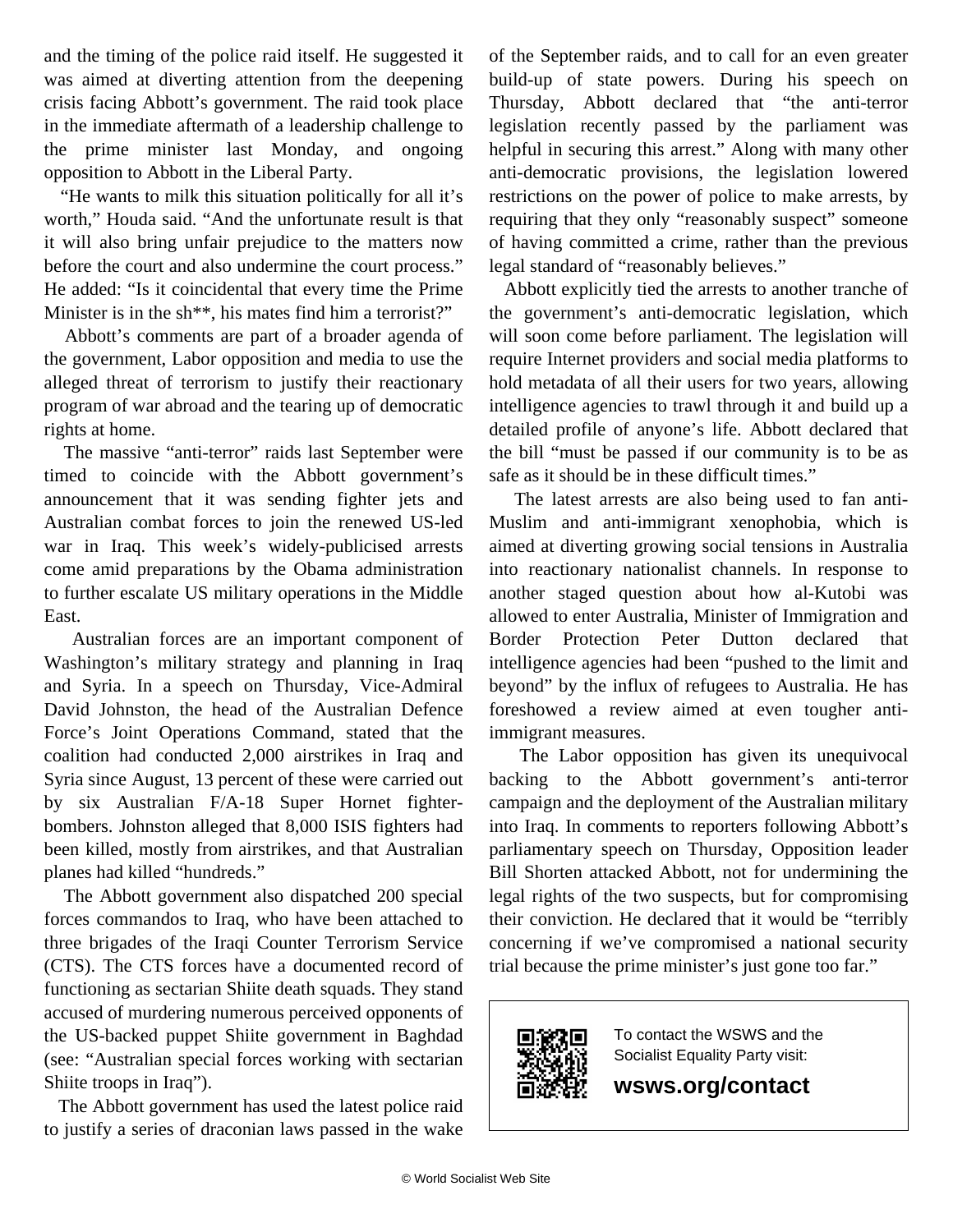and the timing of the police raid itself. He suggested it was aimed at diverting attention from the deepening crisis facing Abbott's government. The raid took place in the immediate aftermath of a leadership challenge to the prime minister last Monday, and ongoing opposition to Abbott in the Liberal Party.

"He wants to milk this situation politically for all it's worth," Houda said. "And the unfortunate result is that it will also bring unfair prejudice to the matters now before the court and also undermine the court process." He added: "Is it coincidental that every time the Prime Minister is in the sh**, his mates find him a terrorist?"

Abbott's comments are part of a broader agenda of the government, Labor opposition and media to use the alleged threat of terrorism to justify their reactionary program of war abroad and the tearing up of democratic rights at home.

The massive "anti-terror" raids last September were timed to coincide with the Abbott government's announcement that it was sending fighter jets and Australian combat forces to join the renewed US-led war in Iraq. This week's widely-publicised arrests come amid preparations by the Obama administration to further escalate US military operations in the Middle East.

Australian forces are an important component of Washington's military strategy and planning in Iraq and Syria. In a speech on Thursday, Vice-Admiral David Johnston, the head of the Australian Defence Force's Joint Operations Command, stated that the coalition had conducted 2,000 airstrikes in Iraq and Syria since August, 13 percent of these were carried out by six Australian F/A-18 Super Hornet fighter-bombers. Johnston alleged that 8,000 ISIS fighters had been killed, mostly from airstrikes, and that Australian planes had killed "hundreds."

The Abbott government also dispatched 200 special forces commandos to Iraq, who have been attached to three brigades of the Iraqi Counter Terrorism Service (CTS). The CTS forces have a documented record of functioning as sectarian Shiite death squads. They stand accused of murdering numerous perceived opponents of the US-backed puppet Shiite government in Baghdad (see: "Australian special forces working with sectarian Shiite troops in Iraq").

The Abbott government has used the latest police raid to justify a series of draconian laws passed in the wake of the September raids, and to call for an even greater build-up of state powers. During his speech on Thursday, Abbott declared that "the anti-terror legislation recently passed by the parliament was helpful in securing this arrest." Along with many other anti-democratic provisions, the legislation lowered restrictions on the power of police to make arrests, by requiring that they only "reasonably suspect" someone of having committed a crime, rather than the previous legal standard of "reasonably believes."

Abbott explicitly tied the arrests to another tranche of the government's anti-democratic legislation, which will soon come before parliament. The legislation will require Internet providers and social media platforms to hold metadata of all their users for two years, allowing intelligence agencies to trawl through it and build up a detailed profile of anyone's life. Abbott declared that the bill "must be passed if our community is to be as safe as it should be in these difficult times."

The latest arrests are also being used to fan anti-Muslim and anti-immigrant xenophobia, which is aimed at diverting growing social tensions in Australia into reactionary nationalist channels. In response to another staged question about how al-Kutobi was allowed to enter Australia, Minister of Immigration and Border Protection Peter Dutton declared that intelligence agencies had been "pushed to the limit and beyond" by the influx of refugees to Australia. He has foreshowed a review aimed at even tougher anti-immigrant measures.

The Labor opposition has given its unequivocal backing to the Abbott government's anti-terror campaign and the deployment of the Australian military into Iraq. In comments to reporters following Abbott's parliamentary speech on Thursday, Opposition leader Bill Shorten attacked Abbott, not for undermining the legal rights of the two suspects, but for compromising their conviction. He declared that it would be "terribly concerning if we've compromised a national security trial because the prime minister's just gone too far."

To contact the WSWS and the Socialist Equality Party visit:

**wsws.org/contact**